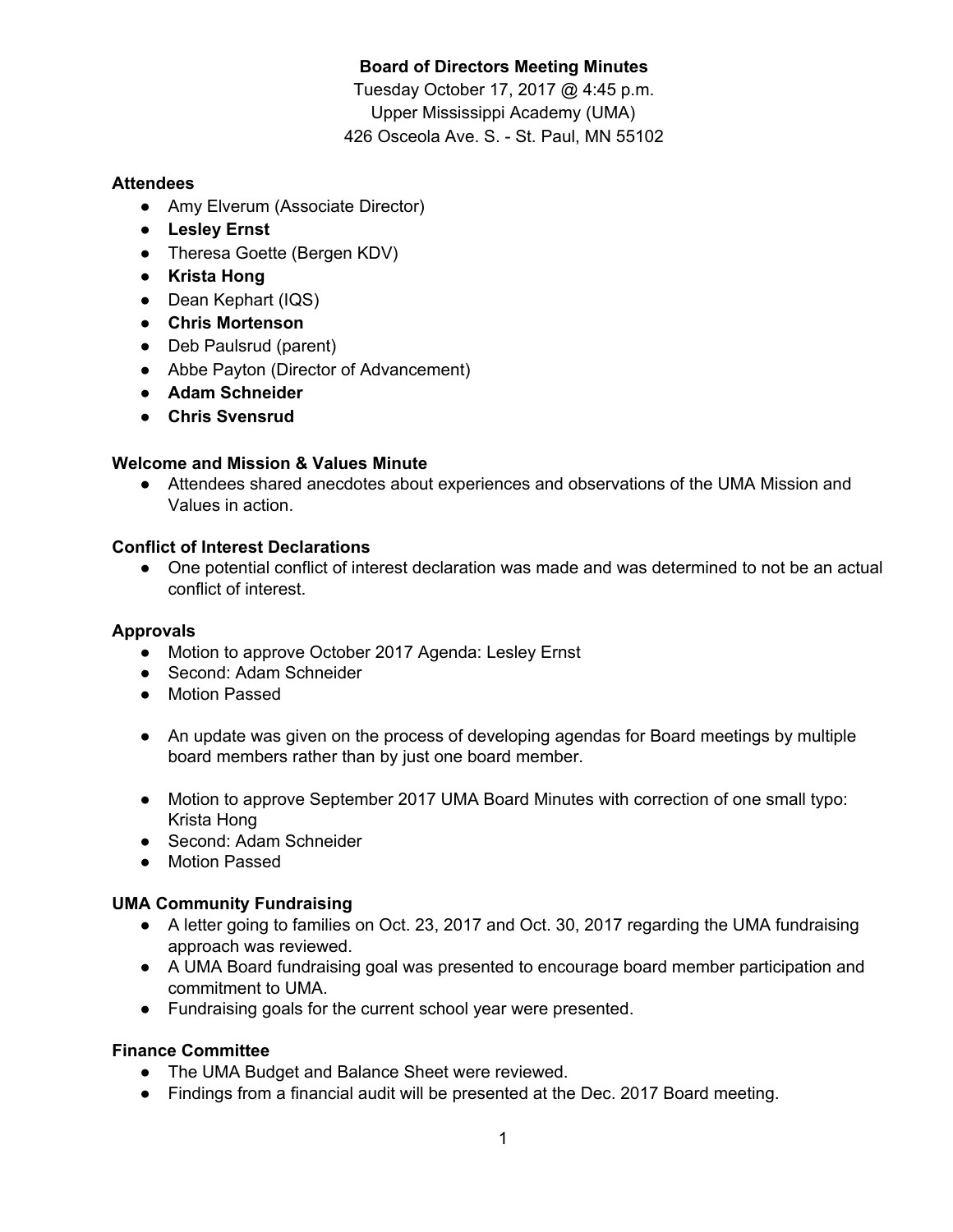# Board of Directors Meeting Minutes

Tuesday October 17, 2017 @ 4:45 p.m.
Upper Mississippi Academy (UMA)
426 Osceola Ave. S. - St. Paul, MN 55102

### Attendees

- Amy Elverum (Associate Director)
- **Lesley Ernst**
- Theresa Goette (Bergen KDV)
- **Krista Hong**
- Dean Kephart (IQS)
- **Chris Mortenson**
- Deb Paulsrud (parent)
- Abbe Payton (Director of Advancement)
- **Adam Schneider**
- **Chris Svensrud**

### Welcome and Mission & Values Minute

- Attendees shared anecdotes about experiences and observations of the UMA Mission and Values in action.

### Conflict of Interest Declarations

- One potential conflict of interest declaration was made and was determined to not be an actual conflict of interest.

### Approvals

- Motion to approve October 2017 Agenda: Lesley Ernst
- Second: Adam Schneider
- Motion Passed

- An update was given on the process of developing agendas for Board meetings by multiple board members rather than by just one board member.

- Motion to approve September 2017 UMA Board Minutes with correction of one small typo: Krista Hong
- Second: Adam Schneider
- Motion Passed

### UMA Community Fundraising

- A letter going to families on Oct. 23, 2017 and Oct. 30, 2017 regarding the UMA fundraising approach was reviewed.
- A UMA Board fundraising goal was presented to encourage board member participation and commitment to UMA.
- Fundraising goals for the current school year were presented.

### Finance Committee

- The UMA Budget and Balance Sheet were reviewed.
- Findings from a financial audit will be presented at the Dec. 2017 Board meeting.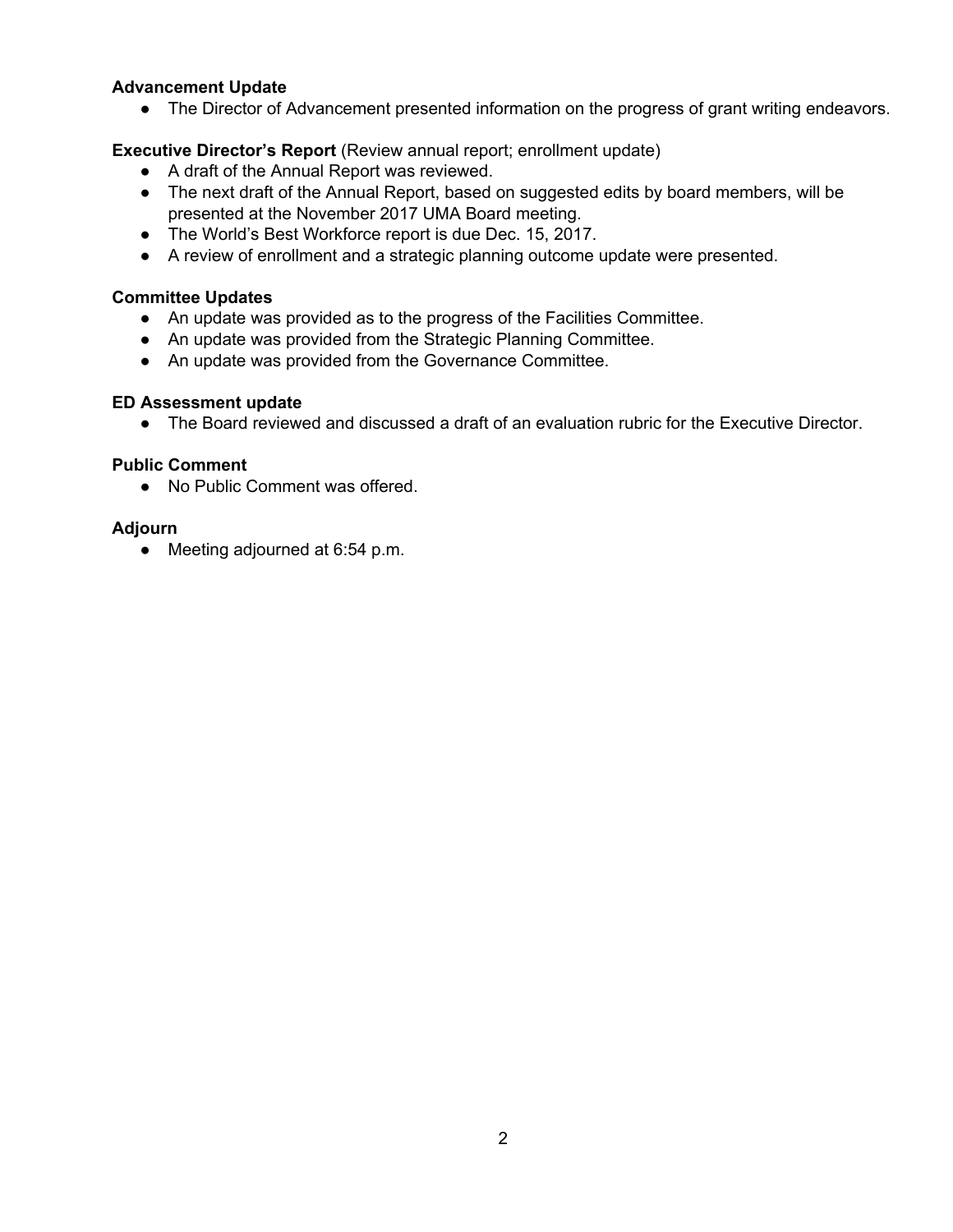**Advancement Update**

- The Director of Advancement presented information on the progress of grant writing endeavors.

**Executive Director's Report** (Review annual report; enrollment update)

- A draft of the Annual Report was reviewed.
- The next draft of the Annual Report, based on suggested edits by board members, will be presented at the November 2017 UMA Board meeting.
- The World's Best Workforce report is due Dec. 15, 2017.
- A review of enrollment and a strategic planning outcome update were presented.

**Committee Updates**

- An update was provided as to the progress of the Facilities Committee.
- An update was provided from the Strategic Planning Committee.
- An update was provided from the Governance Committee.

**ED Assessment update**

- The Board reviewed and discussed a draft of an evaluation rubric for the Executive Director.

**Public Comment**

- No Public Comment was offered.

**Adjourn**

- Meeting adjourned at 6:54 p.m.